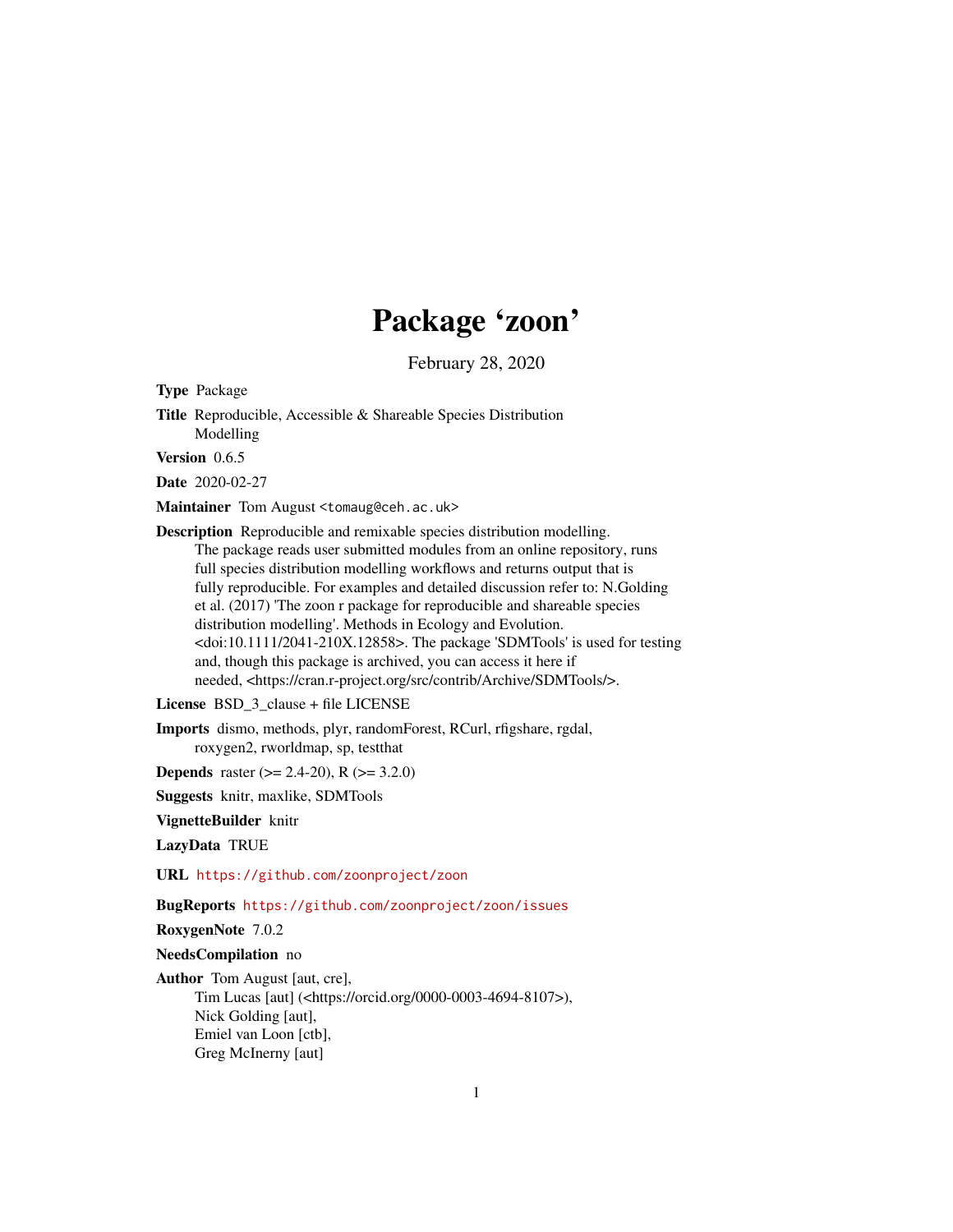# Package 'zoon'

February 28, 2020

**Type** Package

**Title** Reproducible, Accessible & Shareable Species Distribution Modelling

**Version** 0.6.5

**Date** 2020-02-27

**Maintainer** Tom August <tomaug@ceh.ac.uk>

**Description** Reproducible and remixable species distribution modelling. The package reads user submitted modules from an online repository, runs full species distribution modelling workflows and returns output that is fully reproducible. For examples and detailed discussion refer to: N.Golding et al. (2017) 'The zoon r package for reproducible and shareable species distribution modelling'. Methods in Ecology and Evolution. <doi:10.1111/2041-210X.12858>. The package 'SDMTools' is used for testing and, though this package is archived, you can access it here if needed, <https://cran.r-project.org/src/contrib/Archive/SDMTools/>.

**License** BSD_3_clause + file LICENSE

**Imports** dismo, methods, plyr, randomForest, RCurl, rfigshare, rgdal, roxygen2, rworldmap, sp, testthat

**Depends** raster (>= 2.4-20), R (>= 3.2.0)

**Suggests** knitr, maxlike, SDMTools

**VignetteBuilder** knitr

**LazyData** TRUE

**URL** https://github.com/zoonproject/zoon

**BugReports** https://github.com/zoonproject/zoon/issues

**RoxygenNote** 7.0.2

**NeedsCompilation** no

**Author** Tom August [aut, cre],
Tim Lucas [aut] (<https://orcid.org/0000-0003-4694-8107>),
Nick Golding [aut],
Emiel van Loon [ctb],
Greg McInerny [aut]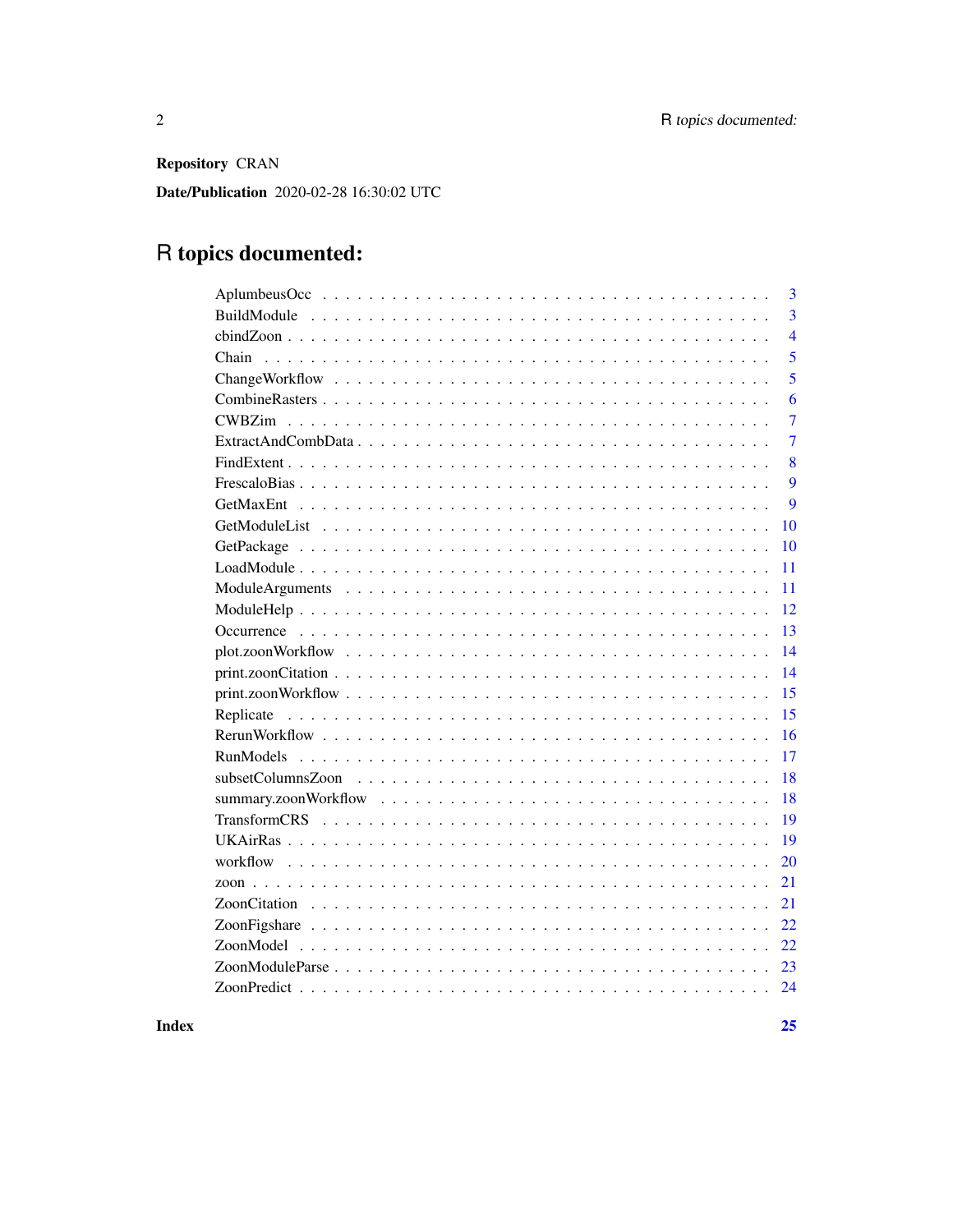**Repository** CRAN

**Date/Publication** 2020-02-28 16:30:02 UTC

# R topics documented:

- AplumbeusOcc . . . . . 3
- BuildModule . . . . . 3
- cbindZoon . . . . . 4
- Chain . . . . . 5
- ChangeWorkflow . . . . . 5
- CombineRasters . . . . . 6
- CWBZim . . . . . 7
- ExtractAndCombData . . . . . 7
- FindExtent . . . . . 8
- FrescaloBias . . . . . 9
- GetMaxEnt . . . . . 9
- GetModuleList . . . . . 10
- GetPackage . . . . . 10
- LoadModule . . . . . 11
- ModuleArguments . . . . . 11
- ModuleHelp . . . . . 12
- Occurrence . . . . . 13
- plot.zoonWorkflow . . . . . 14
- print.zoonCitation . . . . . 14
- print.zoonWorkflow . . . . . 15
- Replicate . . . . . 15
- RerunWorkflow . . . . . 16
- RunModels . . . . . 17
- subsetColumnsZoon . . . . . 18
- summary.zoonWorkflow . . . . . 18
- TransformCRS . . . . . 19
- UKAirRas . . . . . 19
- workflow . . . . . 20
- zoon . . . . . 21
- ZoonCitation . . . . . 21
- ZoonFigshare . . . . . 22
- ZoonModel . . . . . 22
- ZoonModuleParse . . . . . 23
- ZoonPredict . . . . . 24

**Index** **25**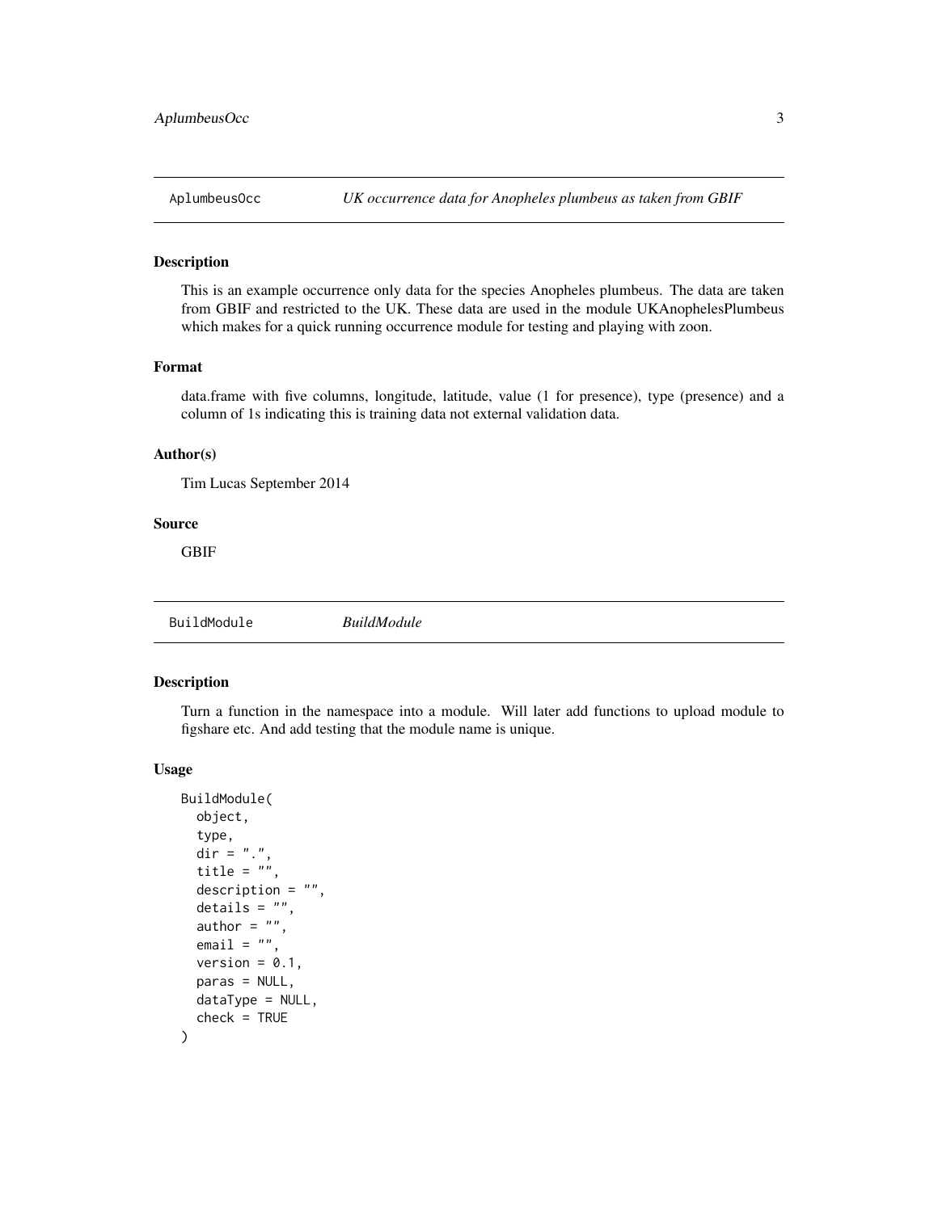## AplumbeusOcc — *UK occurrence data for Anopheles plumbeus as taken from GBIF*

### Description

This is an example occurrence only data for the species Anopheles plumbeus. The data are taken from GBIF and restricted to the UK. These data are used in the module UKAnophelesPlumbeus which makes for a quick running occurrence module for testing and playing with zoon.

### Format

data.frame with five columns, longitude, latitude, value (1 for presence), type (presence) and a column of 1s indicating this is training data not external validation data.

### Author(s)

Tim Lucas September 2014

### Source

GBIF

## BuildModule — *BuildModule*

### Description

Turn a function in the namespace into a module. Will later add functions to upload module to figshare etc. And add testing that the module name is unique.

### Usage

```
BuildModule(
  object,
  type,
  dir = ".",
  title = "",
  description = "",
  details = "",
  author = "",
  email = "",
  version = 0.1,
  paras = NULL,
  dataType = NULL,
  check = TRUE
)
```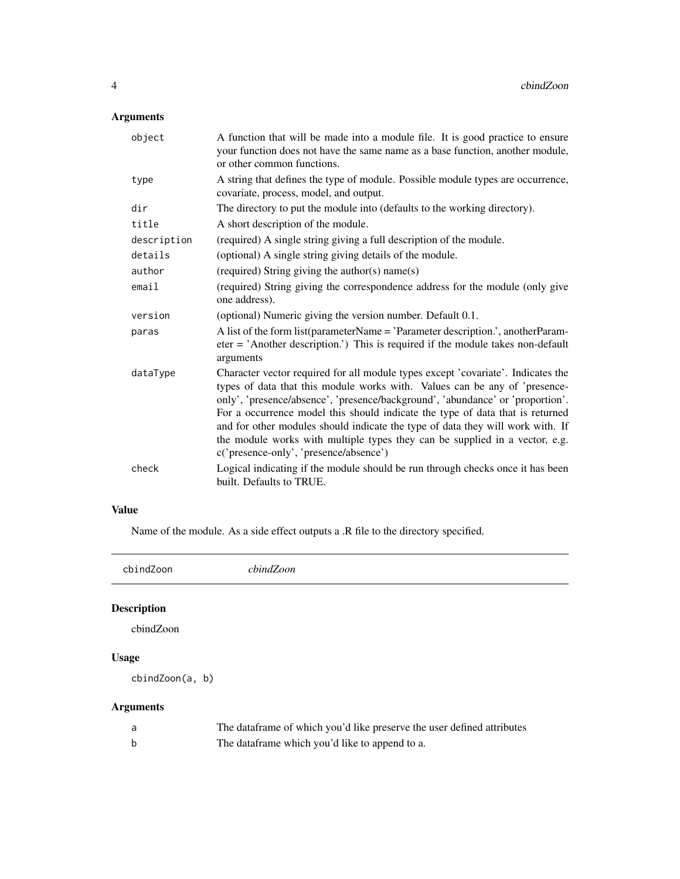### Arguments

| | |
|---|---|
| `object` | A function that will be made into a module file. It is good practice to ensure your function does not have the same name as a base function, another module, or other common functions. |
| `type` | A string that defines the type of module. Possible module types are occurrence, covariate, process, model, and output. |
| `dir` | The directory to put the module into (defaults to the working directory). |
| `title` | A short description of the module. |
| `description` | (required) A single string giving a full description of the module. |
| `details` | (optional) A single string giving details of the module. |
| `author` | (required) String giving the author(s) name(s) |
| `email` | (required) String giving the correspondence address for the module (only give one address). |
| `version` | (optional) Numeric giving the version number. Default 0.1. |
| `paras` | A list of the form list(parameterName = 'Parameter description.', anotherParameter = 'Another description.') This is required if the module takes non-default arguments |
| `dataType` | Character vector required for all module types except 'covariate'. Indicates the types of data that this module works with. Values can be any of 'presence-only', 'presence/absence', 'presence/background', 'abundance' or 'proportion'. For a occurrence model this should indicate the type of data that is returned and for other modules should indicate the type of data they will work with. If the module works with multiple types they can be supplied in a vector, e.g. c('presence-only', 'presence/absence') |
| `check` | Logical indicating if the module should be run through checks once it has been built. Defaults to TRUE. |

### Value

Name of the module. As a side effect outputs a .R file to the directory specified.

---

## cbindZoon *cbindZoon*

---

### Description

cbindZoon

### Usage

```
cbindZoon(a, b)
```

### Arguments

| | |
|---|---|
| `a` | The dataframe of which you'd like preserve the user defined attributes |
| `b` | The dataframe which you'd like to append to a. |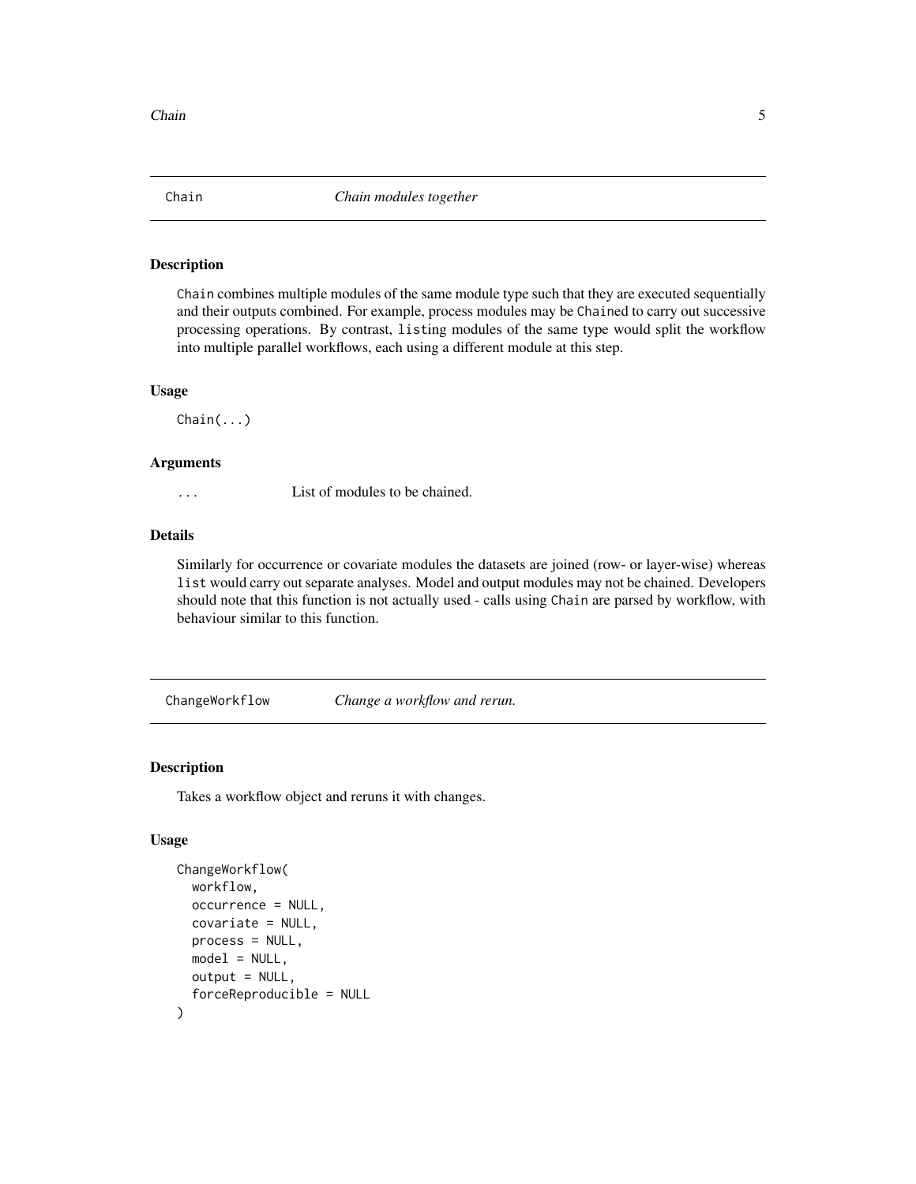## Chain — *Chain modules together*

### Description

`Chain` combines multiple modules of the same module type such that they are executed sequentially and their outputs combined. For example, process modules may be `Chain`ed to carry out successive processing operations. By contrast, `list`ing modules of the same type would split the workflow into multiple parallel workflows, each using a different module at this step.

### Usage

```
Chain(...)
```

### Arguments

| | |
|---|---|
| `...` | List of modules to be chained. |

### Details

Similarly for occurrence or covariate modules the datasets are joined (row- or layer-wise) whereas `list` would carry out separate analyses. Model and output modules may not be chained. Developers should note that this function is not actually used - calls using `Chain` are parsed by workflow, with behaviour similar to this function.

## ChangeWorkflow — *Change a workflow and rerun.*

### Description

Takes a workflow object and reruns it with changes.

### Usage

```
ChangeWorkflow(
  workflow,
  occurrence = NULL,
  covariate = NULL,
  process = NULL,
  model = NULL,
  output = NULL,
  forceReproducible = NULL
)
```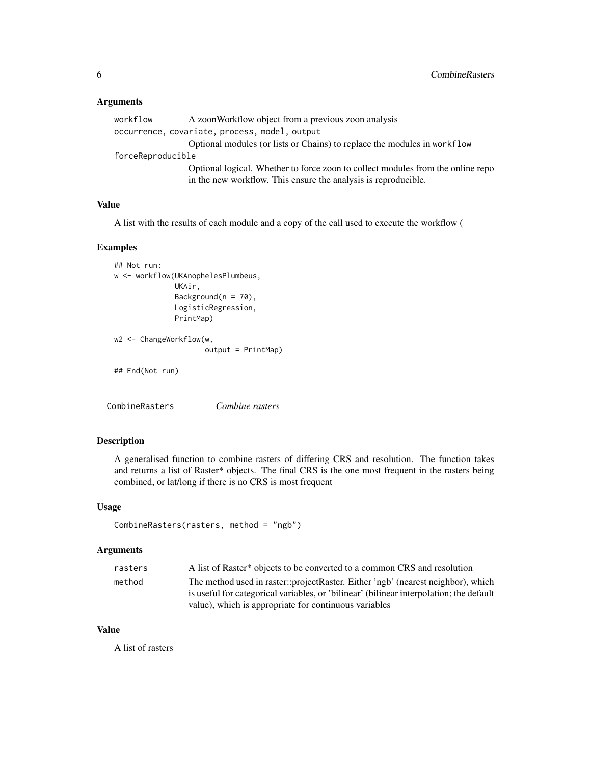### Arguments

- `workflow` — A zoonWorkflow object from a previous zoon analysis
- `occurrence, covariate, process, model, output` — Optional modules (or lists or Chains) to replace the modules in `workflow`
- `forceReproducible` — Optional logical. Whether to force zoon to collect modules from the online repo in the new workflow. This ensure the analysis is reproducible.

### Value

A list with the results of each module and a copy of the call used to execute the workflow (

### Examples

```
## Not run:
w <- workflow(UKAnophelesPlumbeus,
              UKAir,
              Background(n = 70),
              LogisticRegression,
              PrintMap)

w2 <- ChangeWorkflow(w,
                     output = PrintMap)

## End(Not run)
```

---

## CombineRasters *Combine rasters*

### Description

A generalised function to combine rasters of differing CRS and resolution. The function takes and returns a list of Raster* objects. The final CRS is the one most frequent in the rasters being combined, or lat/long if there is no CRS is most frequent

### Usage

```
CombineRasters(rasters, method = "ngb")
```

### Arguments

- `rasters` — A list of Raster* objects to be converted to a common CRS and resolution
- `method` — The method used in raster::projectRaster. Either 'ngb' (nearest neighbor), which is useful for categorical variables, or 'bilinear' (bilinear interpolation; the default value), which is appropriate for continuous variables

### Value

A list of rasters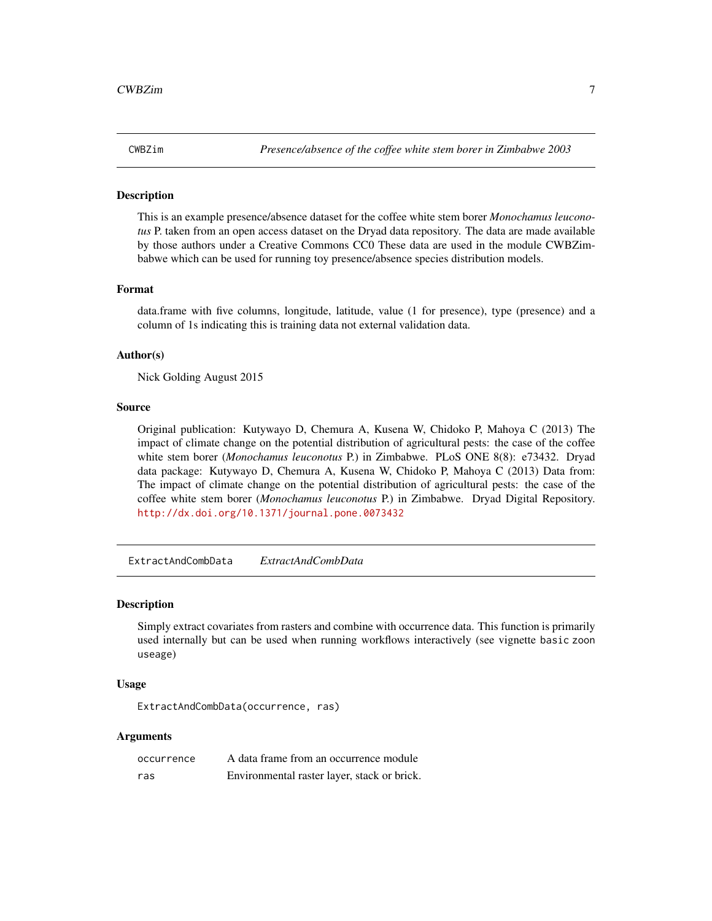## CWBZim — *Presence/absence of the coffee white stem borer in Zimbabwe 2003*

### Description

This is an example presence/absence dataset for the coffee white stem borer *Monochamus leuconotus* P. taken from an open access dataset on the Dryad data repository. The data are made available by those authors under a Creative Commons CC0 These data are used in the module CWBZimbabwe which can be used for running toy presence/absence species distribution models.

### Format

data.frame with five columns, longitude, latitude, value (1 for presence), type (presence) and a column of 1s indicating this is training data not external validation data.

### Author(s)

Nick Golding August 2015

### Source

Original publication: Kutywayo D, Chemura A, Kusena W, Chidoko P, Mahoya C (2013) The impact of climate change on the potential distribution of agricultural pests: the case of the coffee white stem borer (*Monochamus leuconotus* P.) in Zimbabwe. PLoS ONE 8(8): e73432. Dryad data package: Kutywayo D, Chemura A, Kusena W, Chidoko P, Mahoya C (2013) Data from: The impact of climate change on the potential distribution of agricultural pests: the case of the coffee white stem borer (*Monochamus leuconotus* P.) in Zimbabwe. Dryad Digital Repository. http://dx.doi.org/10.1371/journal.pone.0073432

## ExtractAndCombData — *ExtractAndCombData*

### Description

Simply extract covariates from rasters and combine with occurrence data. This function is primarily used internally but can be used when running workflows interactively (see vignette `basic zoon useage`)

### Usage

```
ExtractAndCombData(occurrence, ras)
```

### Arguments

| | |
|---|---|
| occurrence | A data frame from an occurrence module |
| ras | Environmental raster layer, stack or brick. |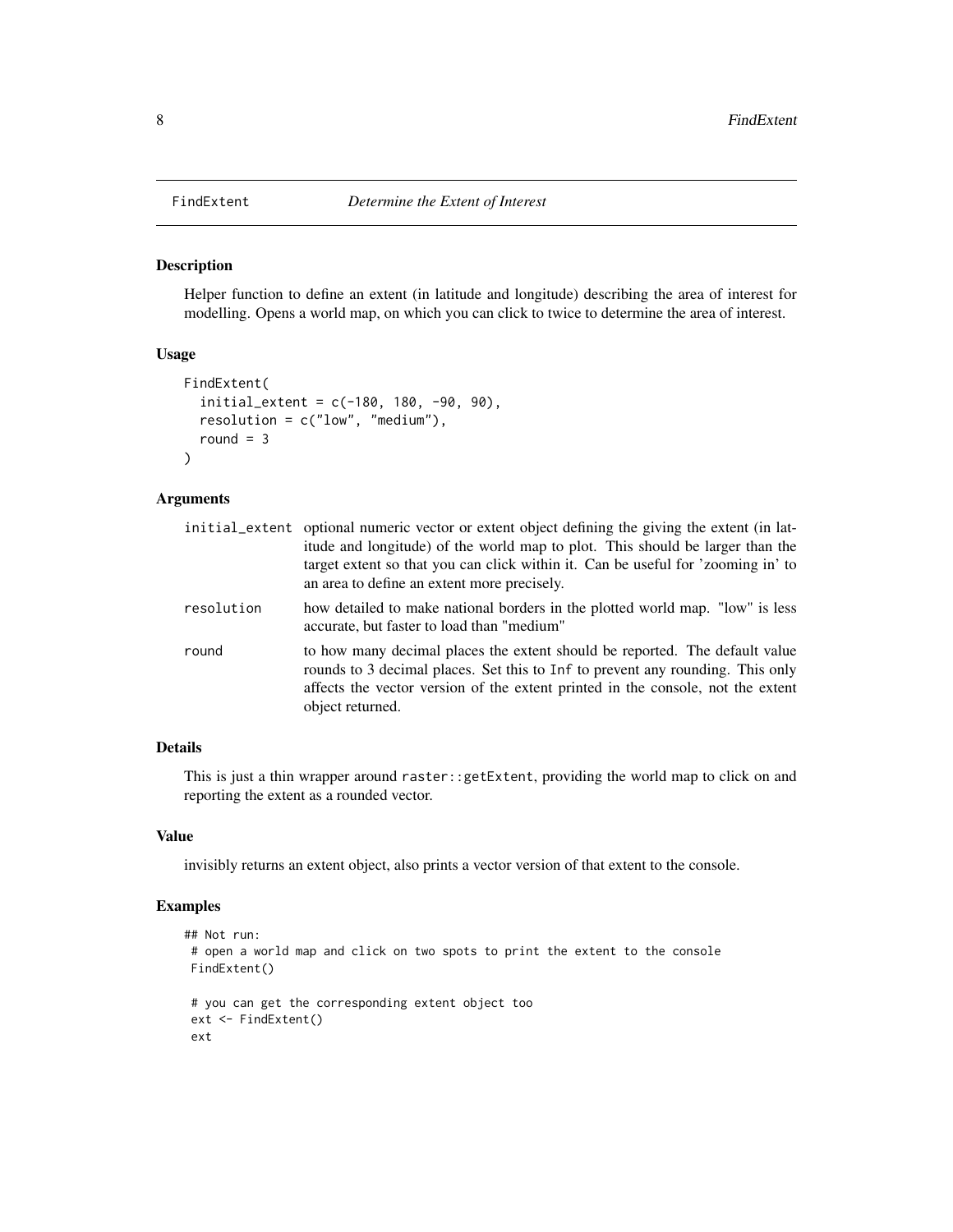# FindExtent — *Determine the Extent of Interest*

## Description

Helper function to define an extent (in latitude and longitude) describing the area of interest for modelling. Opens a world map, on which you can click to twice to determine the area of interest.

## Usage

```
FindExtent(
  initial_extent = c(-180, 180, -90, 90),
  resolution = c("low", "medium"),
  round = 3
)
```

## Arguments

| Argument | Description |
|---|---|
| `initial_extent` | optional numeric vector or extent object defining the giving the extent (in latitude and longitude) of the world map to plot. This should be larger than the target extent so that you can click within it. Can be useful for 'zooming in' to an area to define an extent more precisely. |
| `resolution` | how detailed to make national borders in the plotted world map. "low" is less accurate, but faster to load than "medium" |
| `round` | to how many decimal places the extent should be reported. The default value rounds to 3 decimal places. Set this to `Inf` to prevent any rounding. This only affects the vector version of the extent printed in the console, not the extent object returned. |

## Details

This is just a thin wrapper around `raster::getExtent`, providing the world map to click on and reporting the extent as a rounded vector.

## Value

invisibly returns an extent object, also prints a vector version of that extent to the console.

## Examples

```
## Not run:
 # open a world map and click on two spots to print the extent to the console
 FindExtent()

 # you can get the corresponding extent object too
 ext <- FindExtent()
 ext
```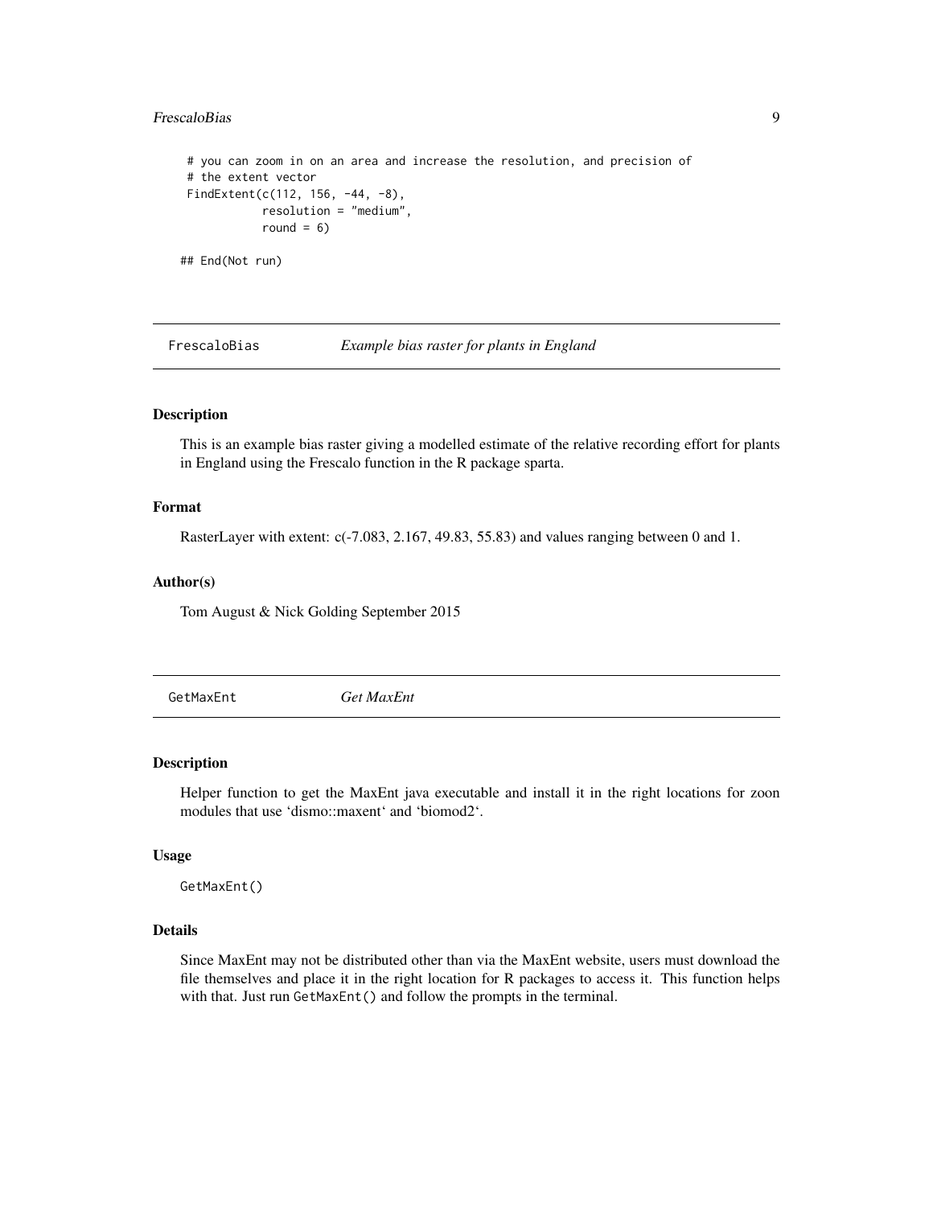```
 # you can zoom in on an area and increase the resolution, and precision of
 # the extent vector
 FindExtent(c(112, 156, -44, -8),
            resolution = "medium",
            round = 6)

## End(Not run)
```

## FrescaloBias *Example bias raster for plants in England*

### Description

This is an example bias raster giving a modelled estimate of the relative recording effort for plants in England using the Frescalo function in the R package sparta.

### Format

RasterLayer with extent: c(-7.083, 2.167, 49.83, 55.83) and values ranging between 0 and 1.

### Author(s)

Tom August & Nick Golding September 2015

## GetMaxEnt *Get MaxEnt*

### Description

Helper function to get the MaxEnt java executable and install it in the right locations for zoon modules that use 'dismo::maxent' and 'biomod2'.

### Usage

```
GetMaxEnt()
```

### Details

Since MaxEnt may not be distributed other than via the MaxEnt website, users must download the file themselves and place it in the right location for R packages to access it. This function helps with that. Just run `GetMaxEnt()` and follow the prompts in the terminal.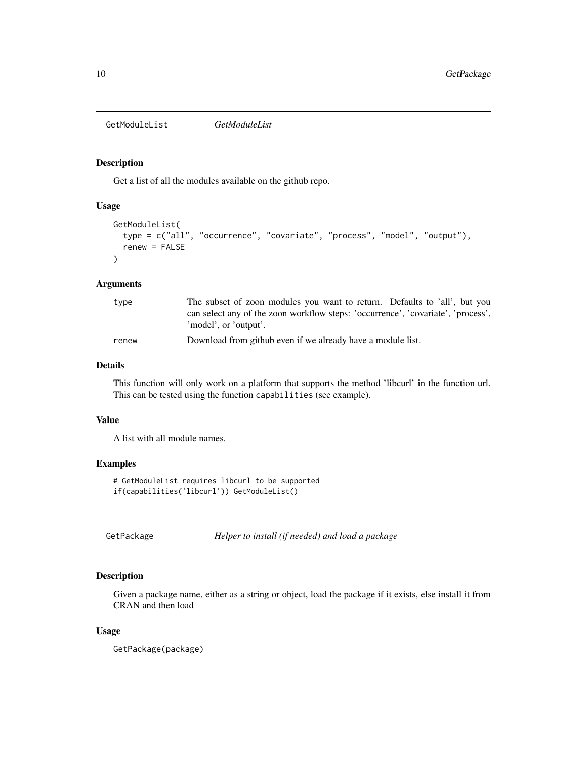## GetModuleList *GetModuleList*

### Description

Get a list of all the modules available on the github repo.

### Usage

```
GetModuleList(
  type = c("all", "occurrence", "covariate", "process", "model", "output"),
  renew = FALSE
)
```

### Arguments

| | |
|---|---|
| type | The subset of zoon modules you want to return. Defaults to 'all', but you can select any of the zoon workflow steps: 'occurrence', 'covariate', 'process', 'model', or 'output'. |
| renew | Download from github even if we already have a module list. |

### Details

This function will only work on a platform that supports the method 'libcurl' in the function url. This can be tested using the function `capabilities` (see example).

### Value

A list with all module names.

### Examples

```
# GetModuleList requires libcurl to be supported
if(capabilities('libcurl')) GetModuleList()
```

## GetPackage *Helper to install (if needed) and load a package*

### Description

Given a package name, either as a string or object, load the package if it exists, else install it from CRAN and then load

### Usage

```
GetPackage(package)
```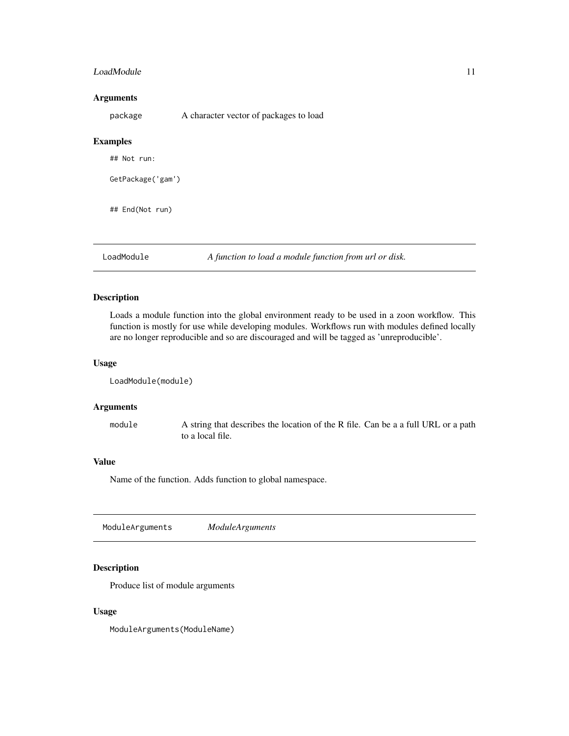### Arguments

package A character vector of packages to load

### Examples

```
## Not run:

GetPackage('gam')


## End(Not run)
```

---

## LoadModule *A function to load a module function from url or disk.*

---

### Description

Loads a module function into the global environment ready to be used in a zoon workflow. This function is mostly for use while developing modules. Workflows run with modules defined locally are no longer reproducible and so are discouraged and will be tagged as 'unreproducible'.

### Usage

```
LoadModule(module)
```

### Arguments

module A string that describes the location of the R file. Can be a a full URL or a path to a local file.

### Value

Name of the function. Adds function to global namespace.

---

## ModuleArguments *ModuleArguments*

---

### Description

Produce list of module arguments

### Usage

```
ModuleArguments(ModuleName)
```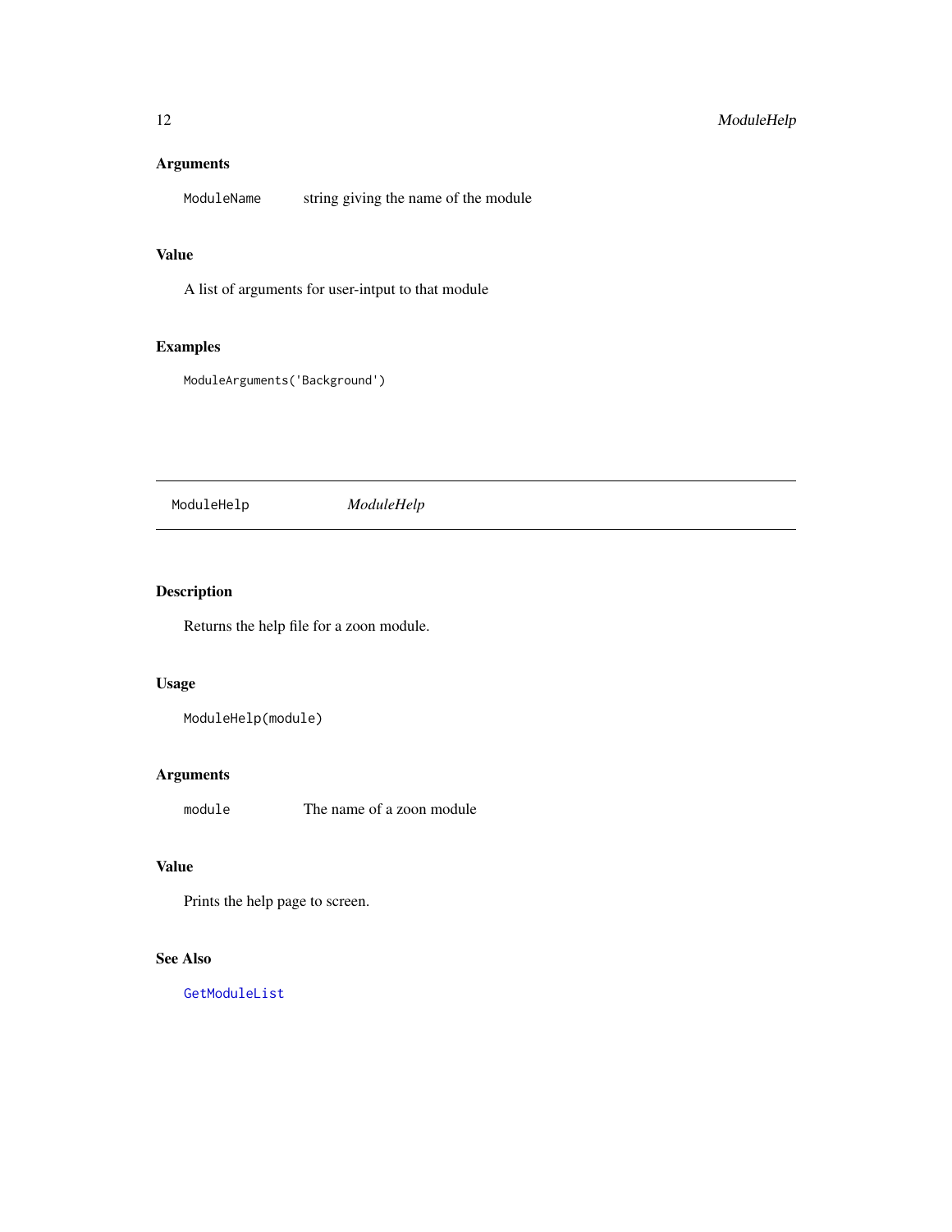### Arguments

| | |
|---|---|
| `ModuleName` | string giving the name of the module |

### Value

A list of arguments for user-intput to that module

### Examples

```
ModuleArguments('Background')
```

---

## ModuleHelp — *ModuleHelp*

---

### Description

Returns the help file for a zoon module.

### Usage

```
ModuleHelp(module)
```

### Arguments

| | |
|---|---|
| `module` | The name of a zoon module |

### Value

Prints the help page to screen.

### See Also

`GetModuleList`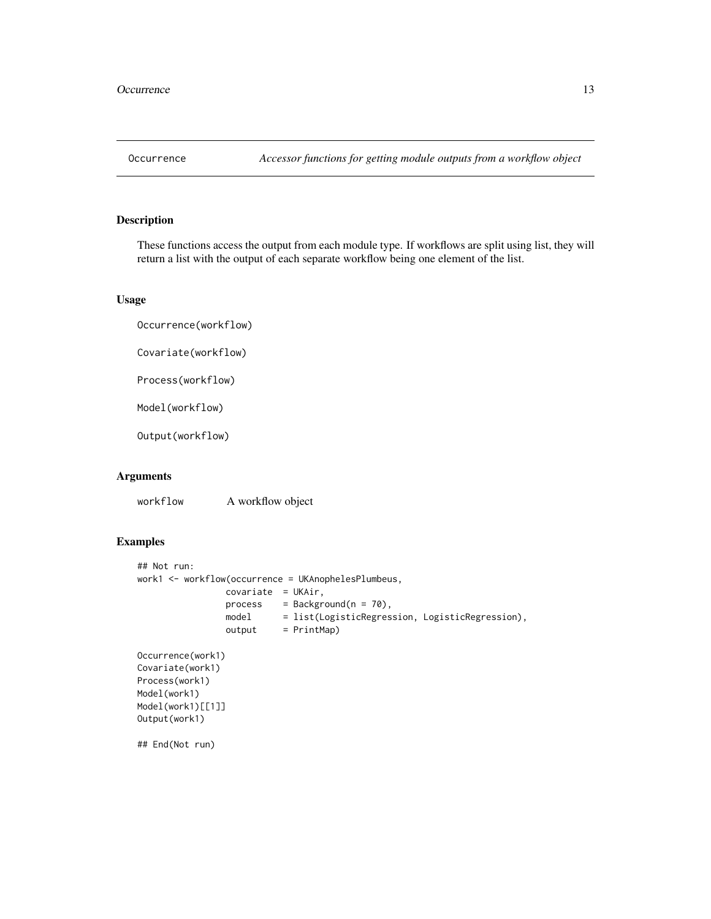# Occurrence — *Accessor functions for getting module outputs from a workflow object*

## Description

These functions access the output from each module type. If workflows are split using list, they will return a list with the output of each separate workflow being one element of the list.

## Usage

```
Occurrence(workflow)

Covariate(workflow)

Process(workflow)

Model(workflow)

Output(workflow)
```

## Arguments

| | |
|---|---|
| workflow | A workflow object |

## Examples

```
## Not run:
work1 <- workflow(occurrence = UKAnophelesPlumbeus,
                 covariate  = UKAir,
                 process    = Background(n = 70),
                 model      = list(LogisticRegression, LogisticRegression),
                 output     = PrintMap)

Occurrence(work1)
Covariate(work1)
Process(work1)
Model(work1)
Model(work1)[[1]]
Output(work1)

## End(Not run)
```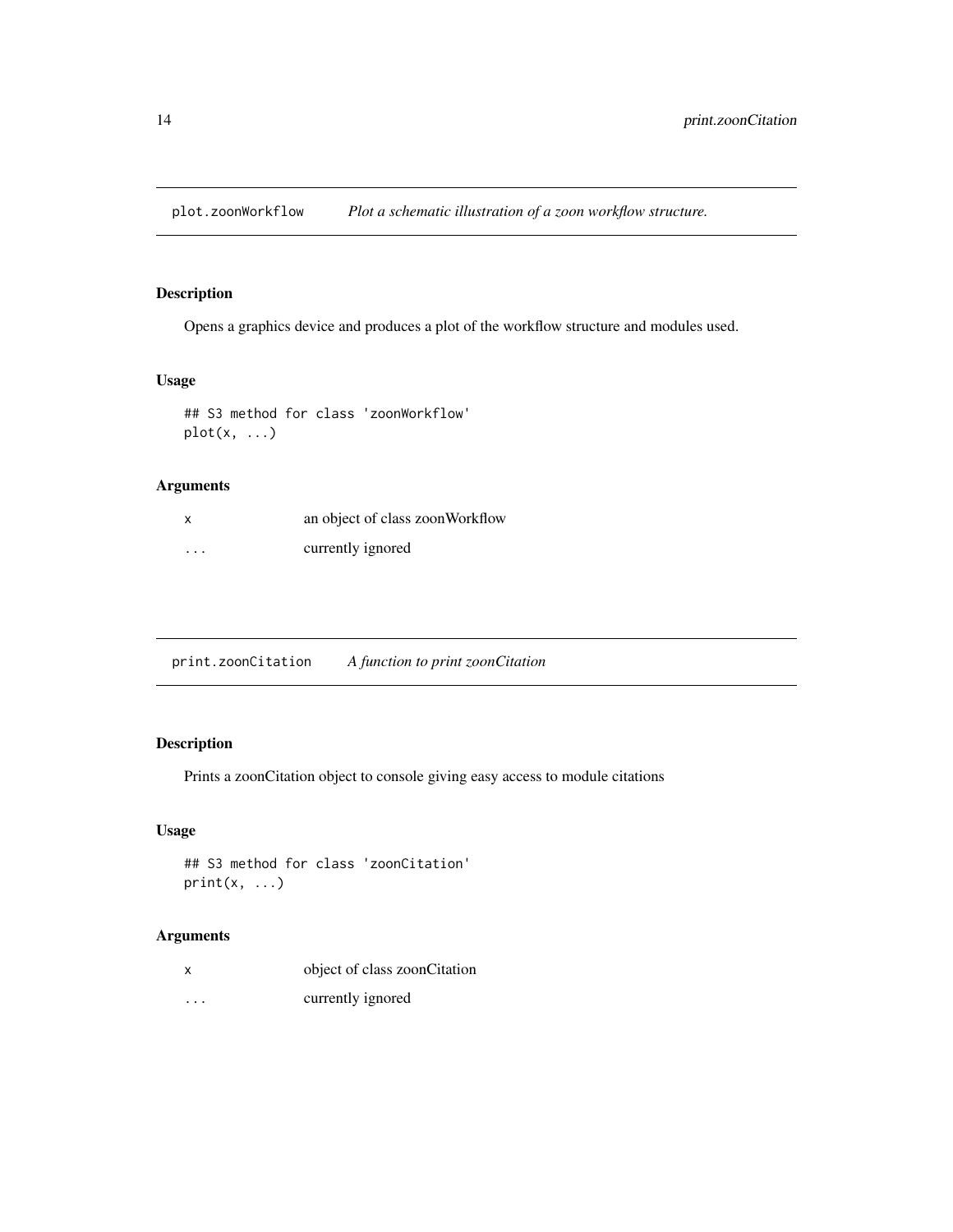## plot.zoonWorkflow *Plot a schematic illustration of a zoon workflow structure.*

### Description

Opens a graphics device and produces a plot of the workflow structure and modules used.

### Usage

```
## S3 method for class 'zoonWorkflow'
plot(x, ...)
```

### Arguments

| | |
|---|---|
| x | an object of class zoonWorkflow |
| ... | currently ignored |

## print.zoonCitation *A function to print zoonCitation*

### Description

Prints a zoonCitation object to console giving easy access to module citations

### Usage

```
## S3 method for class 'zoonCitation'
print(x, ...)
```

### Arguments

| | |
|---|---|
| x | object of class zoonCitation |
| ... | currently ignored |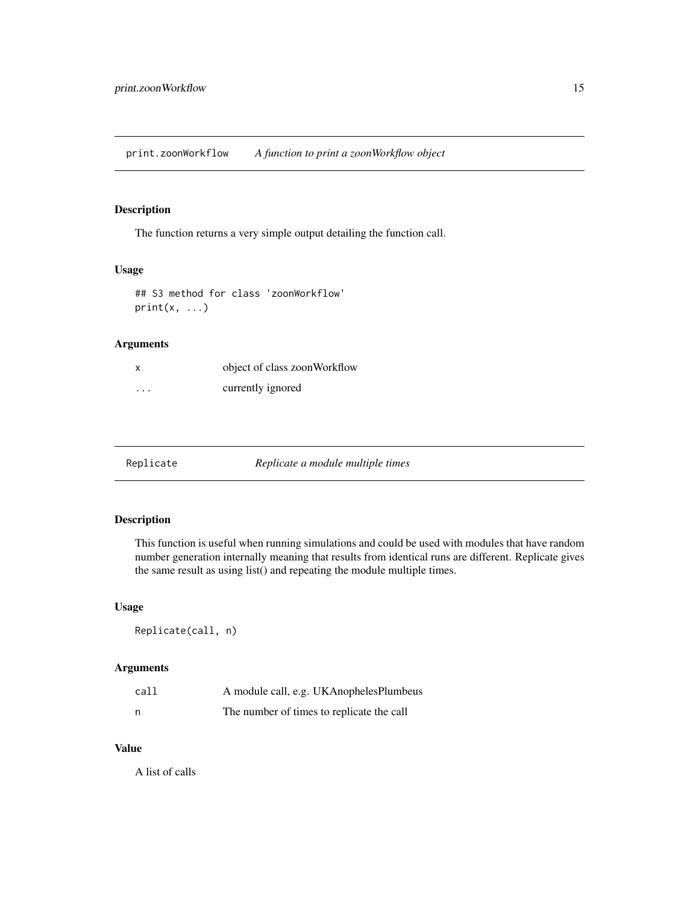## print.zoonWorkflow — *A function to print a zoonWorkflow object*

### Description

The function returns a very simple output detailing the function call.

### Usage

```
## S3 method for class 'zoonWorkflow'
print(x, ...)
```

### Arguments

| | |
|---|---|
| `x` | object of class zoonWorkflow |
| `...` | currently ignored |

## Replicate — *Replicate a module multiple times*

### Description

This function is useful when running simulations and could be used with modules that have random number generation internally meaning that results from identical runs are different. Replicate gives the same result as using list() and repeating the module multiple times.

### Usage

```
Replicate(call, n)
```

### Arguments

| | |
|---|---|
| `call` | A module call, e.g. UKAnophelesPlumbeus |
| `n` | The number of times to replicate the call |

### Value

A list of calls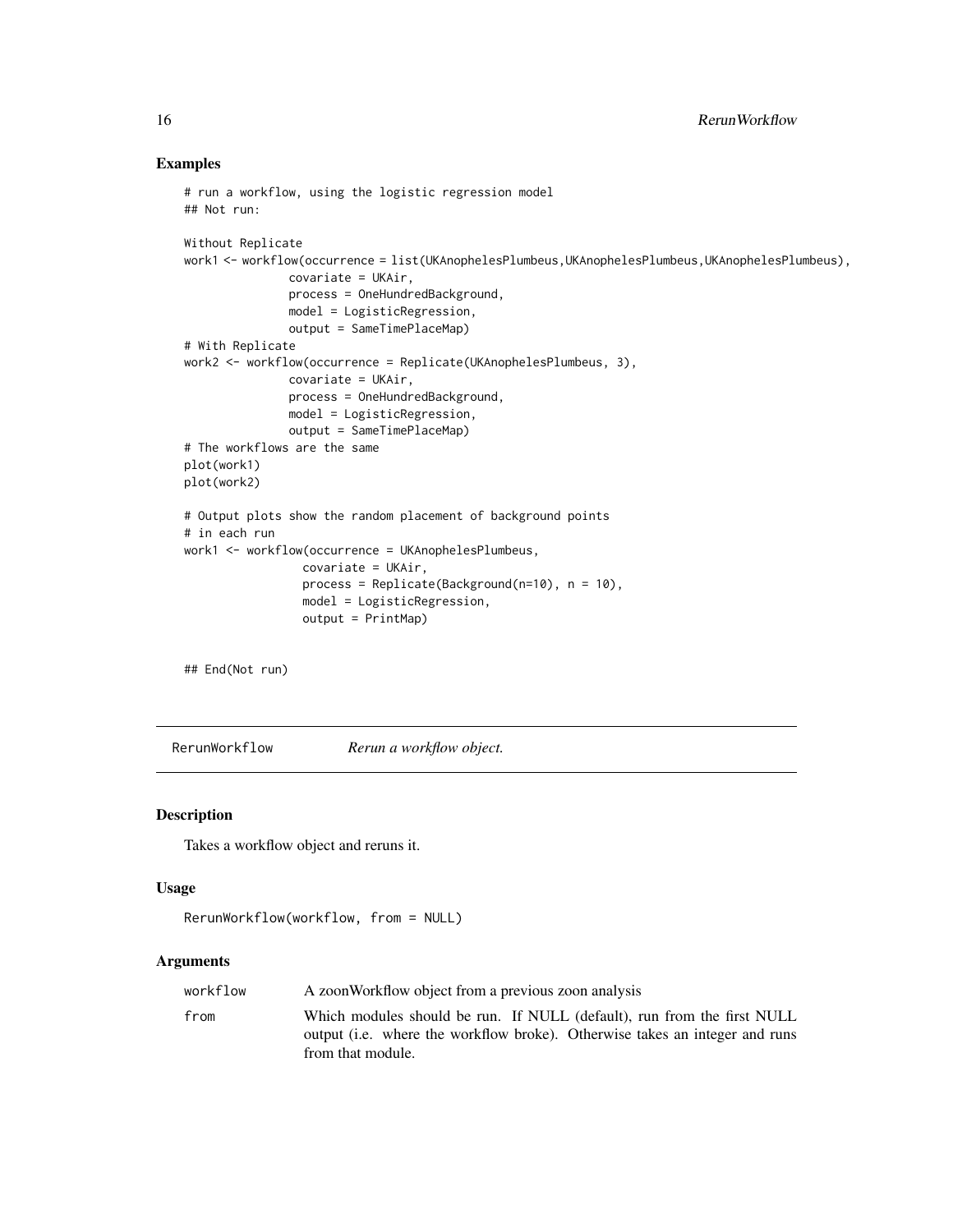## Examples

```
# run a workflow, using the logistic regression model
## Not run:

Without Replicate
work1 <- workflow(occurrence = list(UKAnophelesPlumbeus,UKAnophelesPlumbeus,UKAnophelesPlumbeus),
               covariate = UKAir,
               process = OneHundredBackground,
               model = LogisticRegression,
               output = SameTimePlaceMap)
# With Replicate
work2 <- workflow(occurrence = Replicate(UKAnophelesPlumbeus, 3),
               covariate = UKAir,
               process = OneHundredBackground,
               model = LogisticRegression,
               output = SameTimePlaceMap)
# The workflows are the same
plot(work1)
plot(work2)

# Output plots show the random placement of background points
# in each run
work1 <- workflow(occurrence = UKAnophelesPlumbeus,
                 covariate = UKAir,
                 process = Replicate(Background(n=10), n = 10),
                 model = LogisticRegression,
                 output = PrintMap)

## End(Not run)
```

---

# RerunWorkflow *Rerun a workflow object.*

## Description

Takes a workflow object and reruns it.

## Usage

```
RerunWorkflow(workflow, from = NULL)
```

## Arguments

| | |
|---|---|
| workflow | A zoonWorkflow object from a previous zoon analysis |
| from | Which modules should be run. If NULL (default), run from the first NULL output (i.e. where the workflow broke). Otherwise takes an integer and runs from that module. |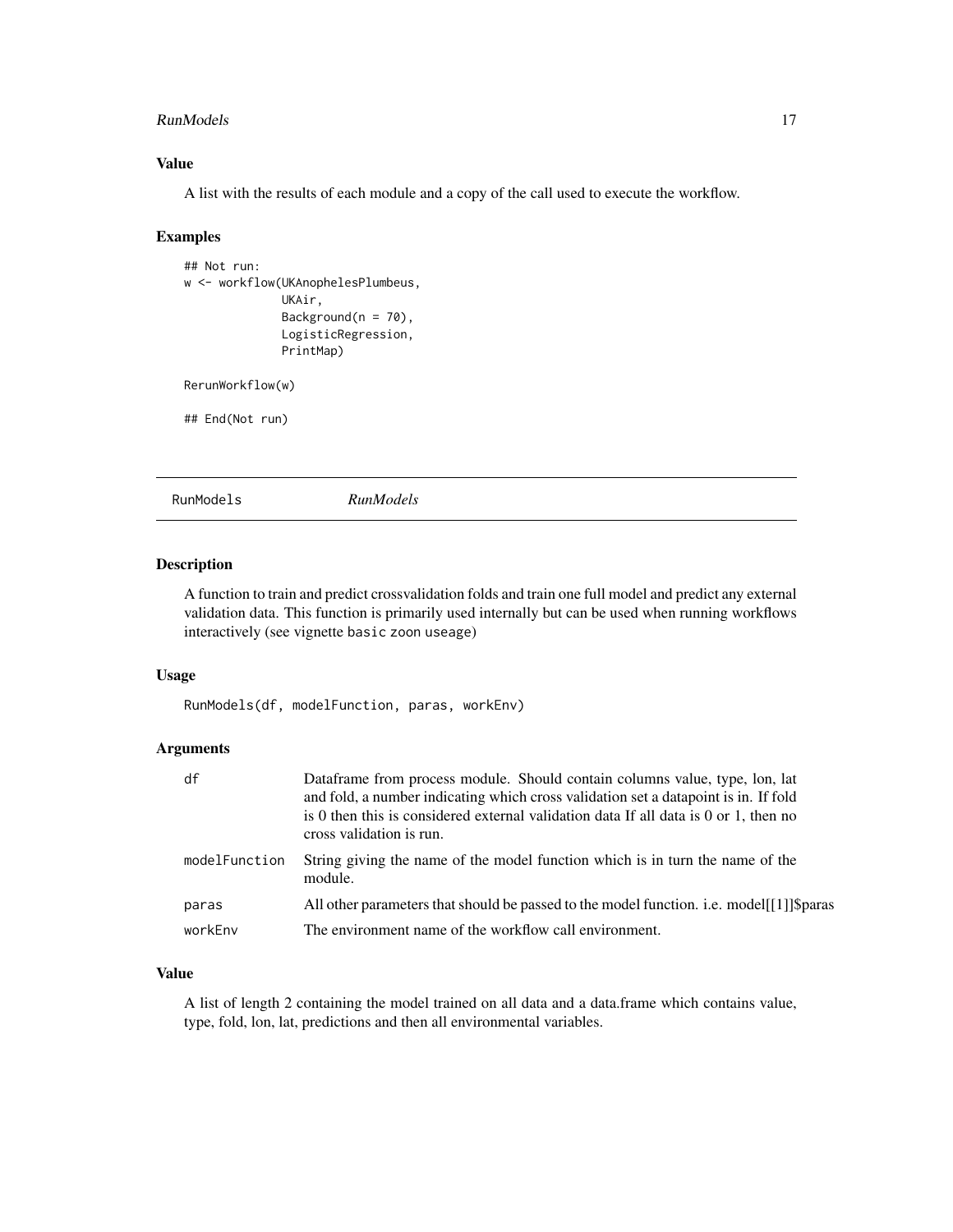### Value

A list with the results of each module and a copy of the call used to execute the workflow.

### Examples

```
## Not run:
w <- workflow(UKAnophelesPlumbeus,
              UKAir,
              Background(n = 70),
              LogisticRegression,
              PrintMap)

RerunWorkflow(w)

## End(Not run)
```

---

## RunModels    *RunModels*

---

### Description

A function to train and predict crossvalidation folds and train one full model and predict any external validation data. This function is primarily used internally but can be used when running workflows interactively (see vignette `basic zoon useage`)

### Usage

```
RunModels(df, modelFunction, paras, workEnv)
```

### Arguments

| | |
|---|---|
| `df` | Dataframe from process module. Should contain columns value, type, lon, lat and fold, a number indicating which cross validation set a datapoint is in. If fold is 0 then this is considered external validation data If all data is 0 or 1, then no cross validation is run. |
| `modelFunction` | String giving the name of the model function which is in turn the name of the module. |
| `paras` | All other parameters that should be passed to the model function. i.e. model[[1]]$paras |
| `workEnv` | The environment name of the workflow call environment. |

### Value

A list of length 2 containing the model trained on all data and a data.frame which contains value, type, fold, lon, lat, predictions and then all environmental variables.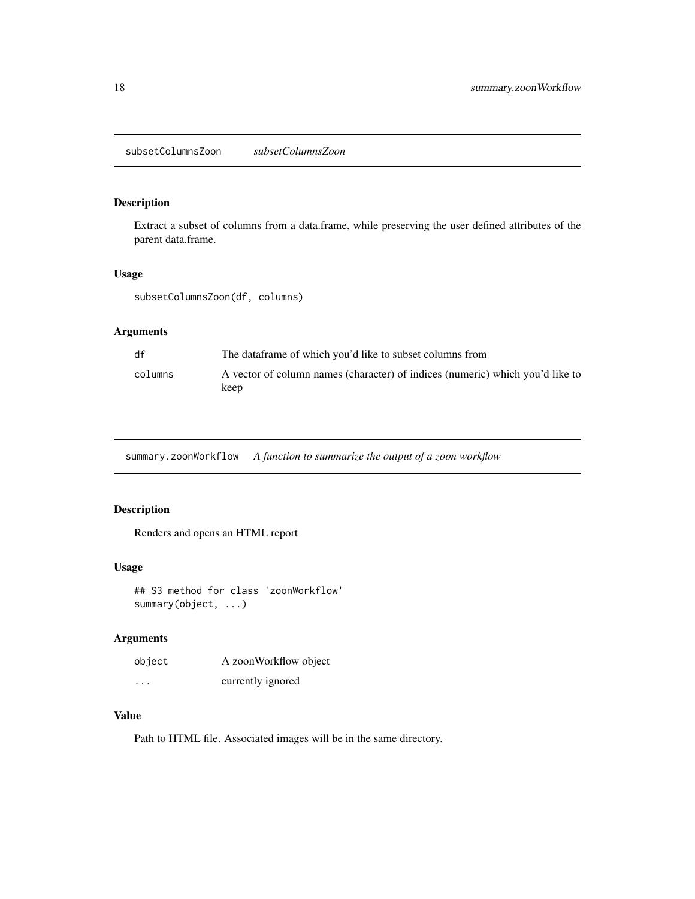## subsetColumnsZoon — *subsetColumnsZoon*

### Description

Extract a subset of columns from a data.frame, while preserving the user defined attributes of the parent data.frame.

### Usage

```
subsetColumnsZoon(df, columns)
```

### Arguments

| | |
|---|---|
| `df` | The dataframe of which you'd like to subset columns from |
| `columns` | A vector of column names (character) of indices (numeric) which you'd like to keep |

## summary.zoonWorkflow — *A function to summarize the output of a zoon workflow*

### Description

Renders and opens an HTML report

### Usage

```
## S3 method for class 'zoonWorkflow'
summary(object, ...)
```

### Arguments

| | |
|---|---|
| `object` | A zoonWorkflow object |
| `...` | currently ignored |

### Value

Path to HTML file. Associated images will be in the same directory.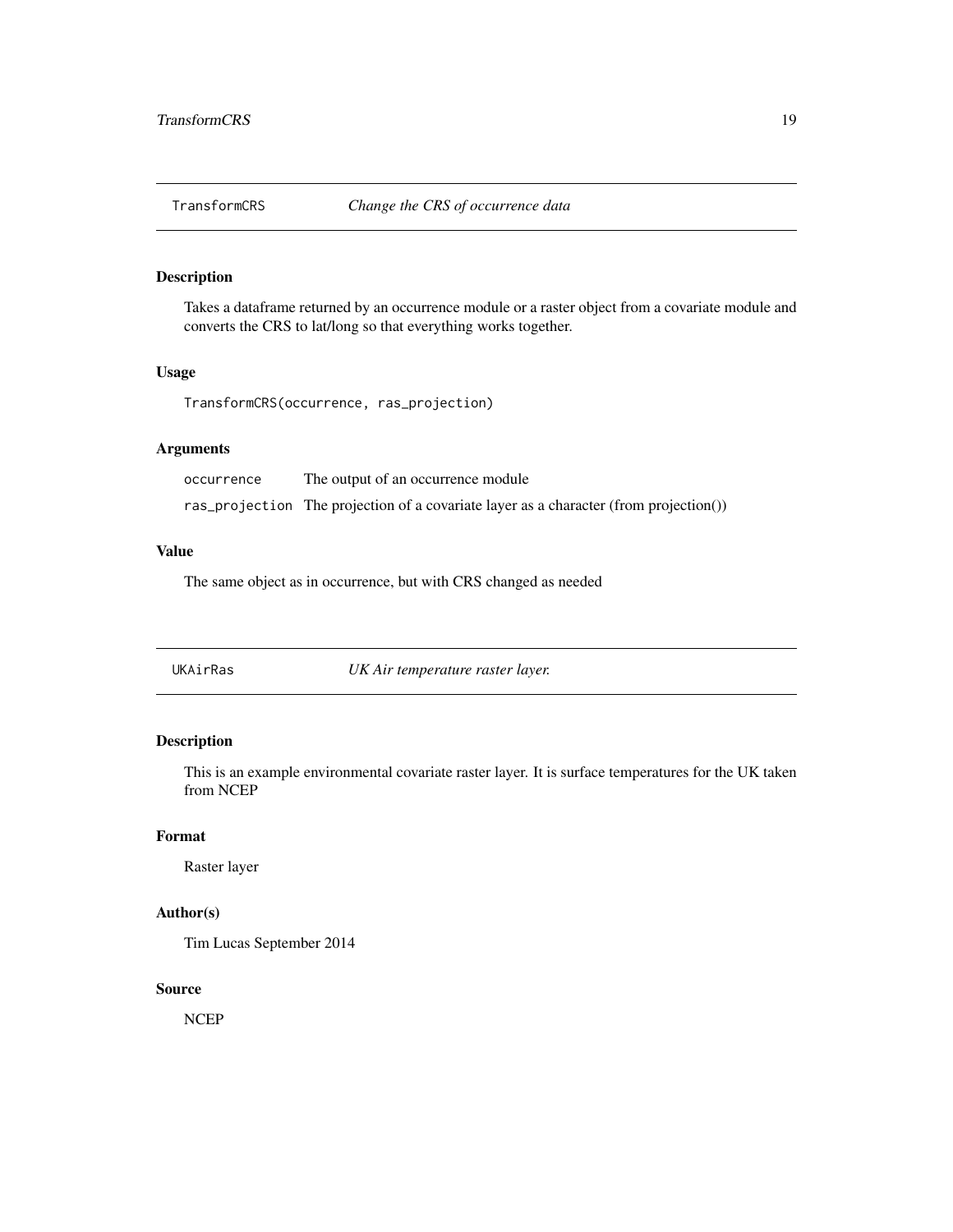## TransformCRS — *Change the CRS of occurrence data*

### Description

Takes a dataframe returned by an occurrence module or a raster object from a covariate module and converts the CRS to lat/long so that everything works together.

### Usage

```
TransformCRS(occurrence, ras_projection)
```

### Arguments

| | |
|---|---|
| occurrence | The output of an occurrence module |
| ras_projection | The projection of a covariate layer as a character (from projection()) |

### Value

The same object as in occurrence, but with CRS changed as needed

## UKAirRas — *UK Air temperature raster layer.*

### Description

This is an example environmental covariate raster layer. It is surface temperatures for the UK taken from NCEP

### Format

Raster layer

### Author(s)

Tim Lucas September 2014

### Source

NCEP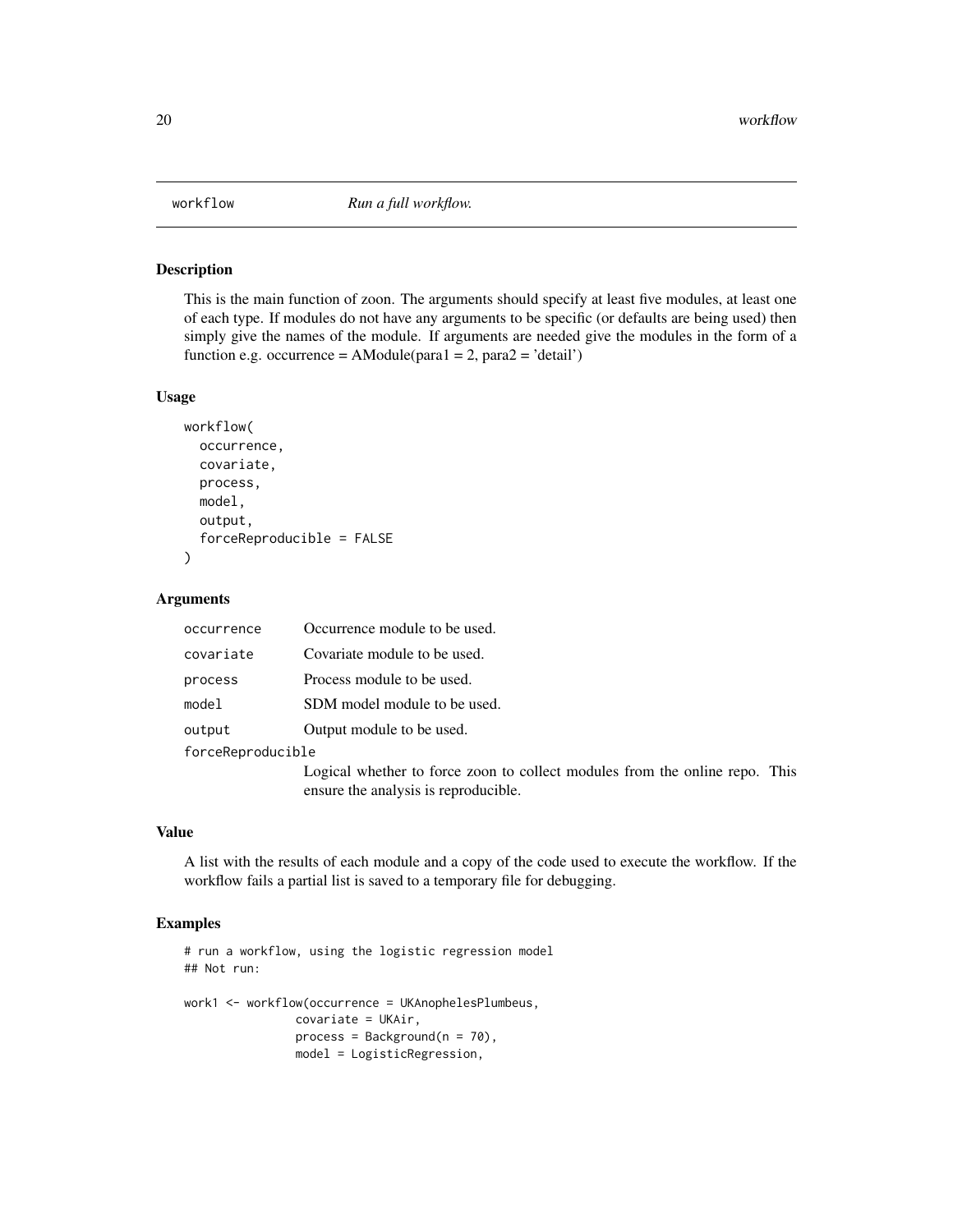## workflow — *Run a full workflow.*

### Description

This is the main function of zoon. The arguments should specify at least five modules, at least one of each type. If modules do not have any arguments to be specific (or defaults are being used) then simply give the names of the module. If arguments are needed give the modules in the form of a function e.g. occurrence = AModule(para1 = 2, para2 = 'detail')

### Usage

```
workflow(
  occurrence,
  covariate,
  process,
  model,
  output,
  forceReproducible = FALSE
)
```

### Arguments

| | |
|---|---|
| `occurrence` | Occurrence module to be used. |
| `covariate` | Covariate module to be used. |
| `process` | Process module to be used. |
| `model` | SDM model module to be used. |
| `output` | Output module to be used. |
| `forceReproducible` | Logical whether to force zoon to collect modules from the online repo. This ensure the analysis is reproducible. |

### Value

A list with the results of each module and a copy of the code used to execute the workflow. If the workflow fails a partial list is saved to a temporary file for debugging.

### Examples

```
# run a workflow, using the logistic regression model
## Not run:

work1 <- workflow(occurrence = UKAnophelesPlumbeus,
                  covariate = UKAir,
                  process = Background(n = 70),
                  model = LogisticRegression,
```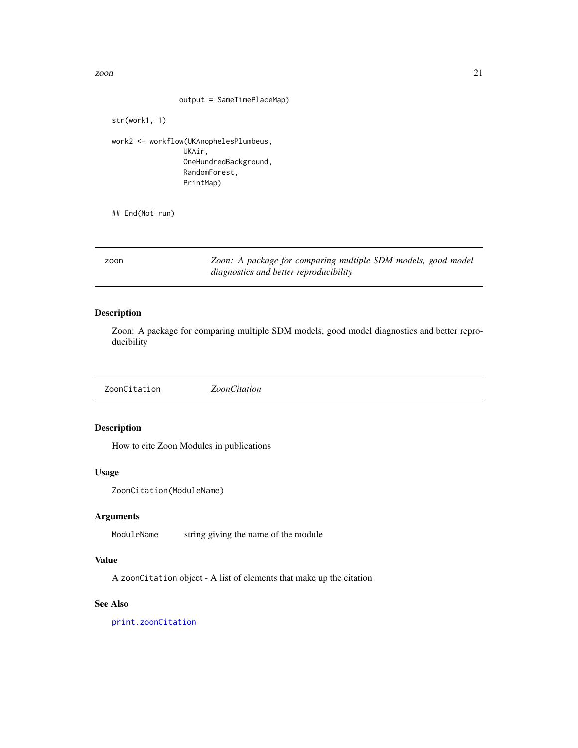```
                 output = SameTimePlaceMap)

str(work1, 1)

work2 <- workflow(UKAnophelesPlumbeus,
                  UKAir,
                  OneHundredBackground,
                  RandomForest,
                  PrintMap)


## End(Not run)
```

---

`zoon` — *Zoon: A package for comparing multiple SDM models, good model diagnostics and better reproducibility*

---

### Description

Zoon: A package for comparing multiple SDM models, good model diagnostics and better reproducibility

---

`ZoonCitation` — *ZoonCitation*

---

### Description

How to cite Zoon Modules in publications

### Usage

```
ZoonCitation(ModuleName)
```

### Arguments

| | |
|---|---|
| `ModuleName` | string giving the name of the module |

### Value

A `zoonCitation` object - A list of elements that make up the citation

### See Also

`print.zoonCitation`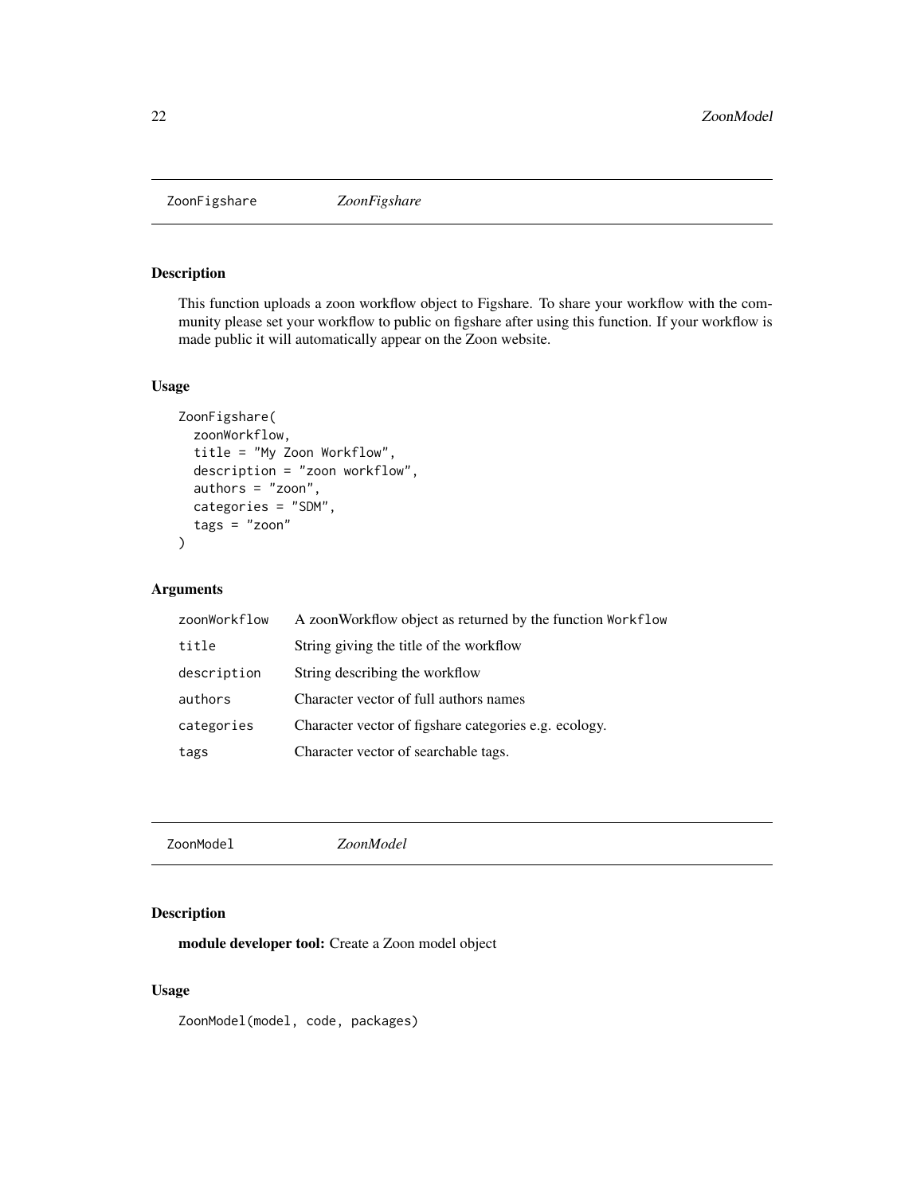## ZoonFigshare *ZoonFigshare*

### Description

This function uploads a zoon workflow object to Figshare. To share your workflow with the community please set your workflow to public on figshare after using this function. If your workflow is made public it will automatically appear on the Zoon website.

### Usage

```
ZoonFigshare(
  zoonWorkflow,
  title = "My Zoon Workflow",
  description = "zoon workflow",
  authors = "zoon",
  categories = "SDM",
  tags = "zoon"
)
```

### Arguments

| | |
|---|---|
| zoonWorkflow | A zoonWorkflow object as returned by the function `Workflow` |
| title | String giving the title of the workflow |
| description | String describing the workflow |
| authors | Character vector of full authors names |
| categories | Character vector of figshare categories e.g. ecology. |
| tags | Character vector of searchable tags. |

## ZoonModel *ZoonModel*

### Description

**module developer tool:** Create a Zoon model object

### Usage

```
ZoonModel(model, code, packages)
```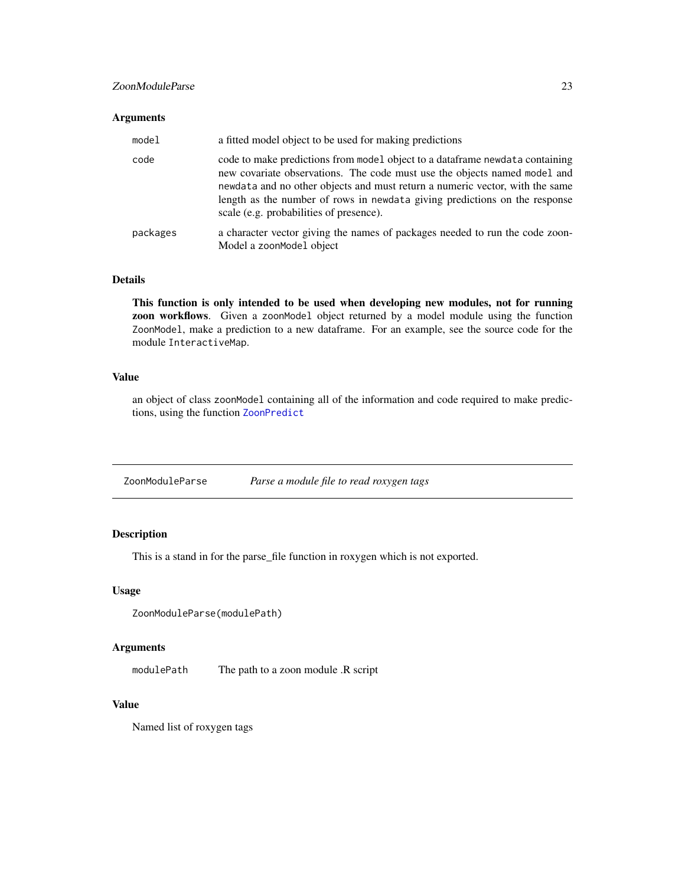### Arguments

| | |
|---|---|
| `model` | a fitted model object to be used for making predictions |
| `code` | code to make predictions from `model` object to a dataframe `newdata` containing new covariate observations. The code must use the objects named `model` and `newdata` and no other objects and must return a numeric vector, with the same length as the number of rows in `newdata` giving predictions on the response scale (e.g. probabilities of presence). |
| `packages` | a character vector giving the names of packages needed to run the code zoon-Model a `zoonModel` object |

### Details

**This function is only intended to be used when developing new modules, not for running zoon workflows**. Given a `zoonModel` object returned by a model module using the function `ZoonModel`, make a prediction to a new dataframe. For an example, see the source code for the module `InteractiveMap`.

### Value

an object of class `zoonModel` containing all of the information and code required to make predictions, using the function `ZoonPredict`

---

## ZoonModuleParse — *Parse a module file to read roxygen tags*

### Description

This is a stand in for the parse_file function in roxygen which is not exported.

### Usage

```
ZoonModuleParse(modulePath)
```

### Arguments

| | |
|---|---|
| `modulePath` | The path to a zoon module .R script |

### Value

Named list of roxygen tags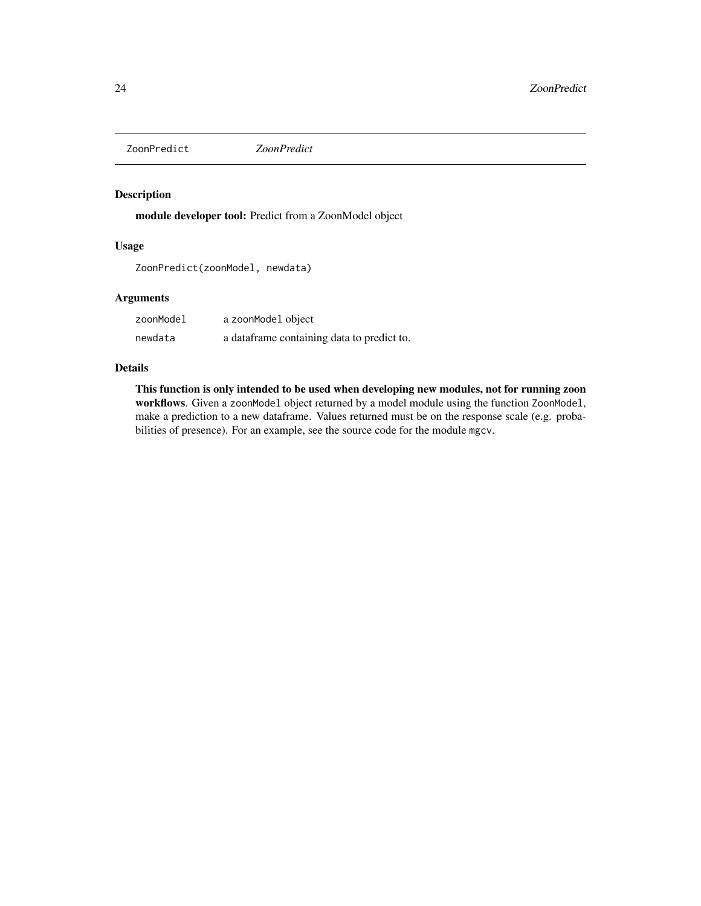## ZoonPredict *ZoonPredict*

### Description

**module developer tool:** Predict from a ZoonModel object

### Usage

```
ZoonPredict(zoonModel, newdata)
```

### Arguments

| | |
|---|---|
| zoonModel | a zoonModel object |
| newdata | a dataframe containing data to predict to. |

### Details

**This function is only intended to be used when developing new modules, not for running zoon workflows**. Given a zoonModel object returned by a model module using the function ZoonModel, make a prediction to a new dataframe. Values returned must be on the response scale (e.g. probabilities of presence). For an example, see the source code for the module mgcv.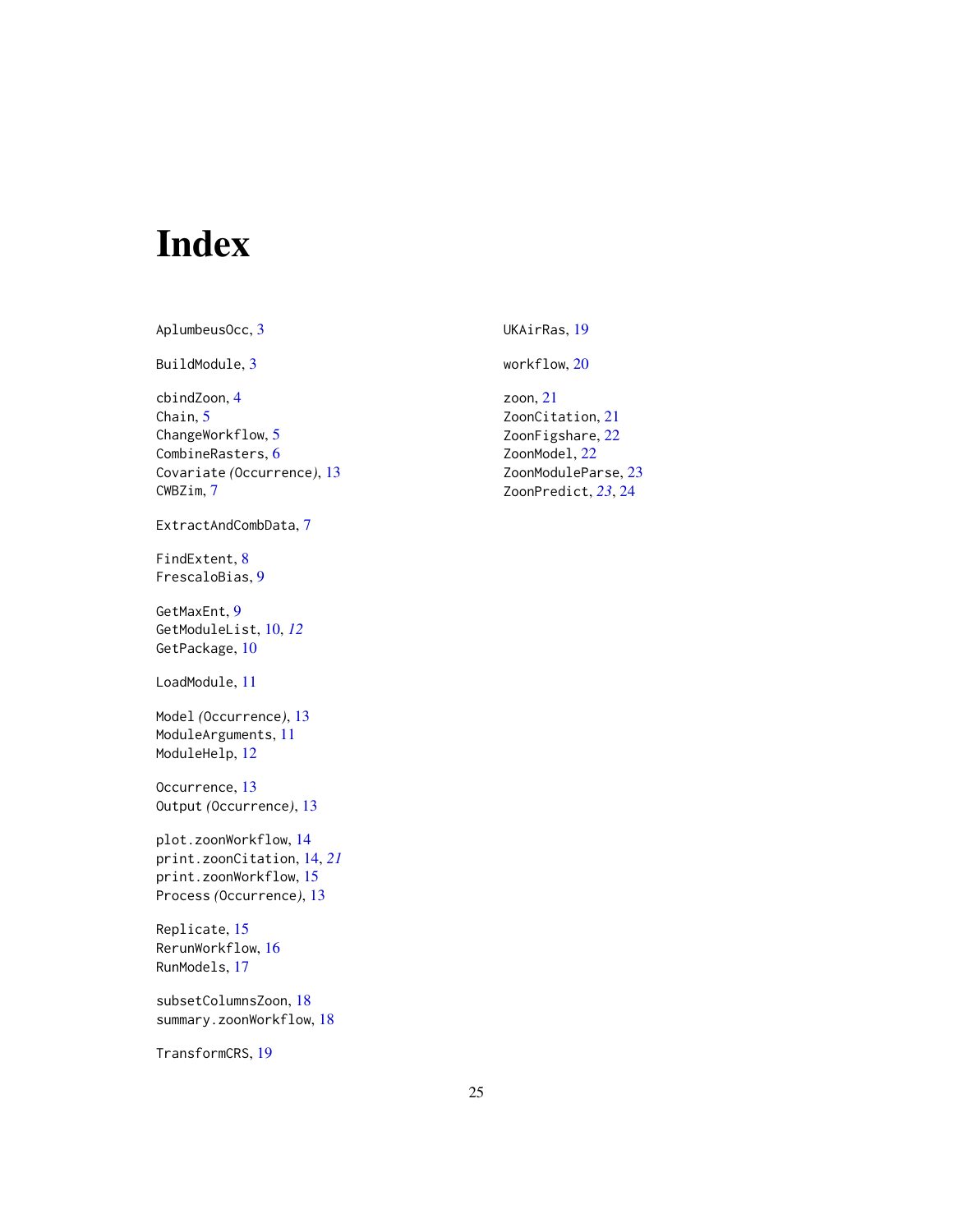# Index

AplumbeusOcc, 3

BuildModule, 3

cbindZoon, 4
Chain, 5
ChangeWorkflow, 5
CombineRasters, 6
Covariate *(Occurrence)*, 13
CWBZim, 7

ExtractAndCombData, 7

FindExtent, 8
FrescaloBias, 9

GetMaxEnt, 9
GetModuleList, 10, *12*
GetPackage, 10

LoadModule, 11

Model *(Occurrence)*, 13
ModuleArguments, 11
ModuleHelp, 12

Occurrence, 13
Output *(Occurrence)*, 13

plot.zoonWorkflow, 14
print.zoonCitation, 14, *21*
print.zoonWorkflow, 15
Process *(Occurrence)*, 13

Replicate, 15
RerunWorkflow, 16
RunModels, 17

subsetColumnsZoon, 18
summary.zoonWorkflow, 18

TransformCRS, 19

UKAirRas, 19

workflow, 20

zoon, 21
ZoonCitation, 21
ZoonFigshare, 22
ZoonModel, 22
ZoonModuleParse, 23
ZoonPredict, *23*, 24